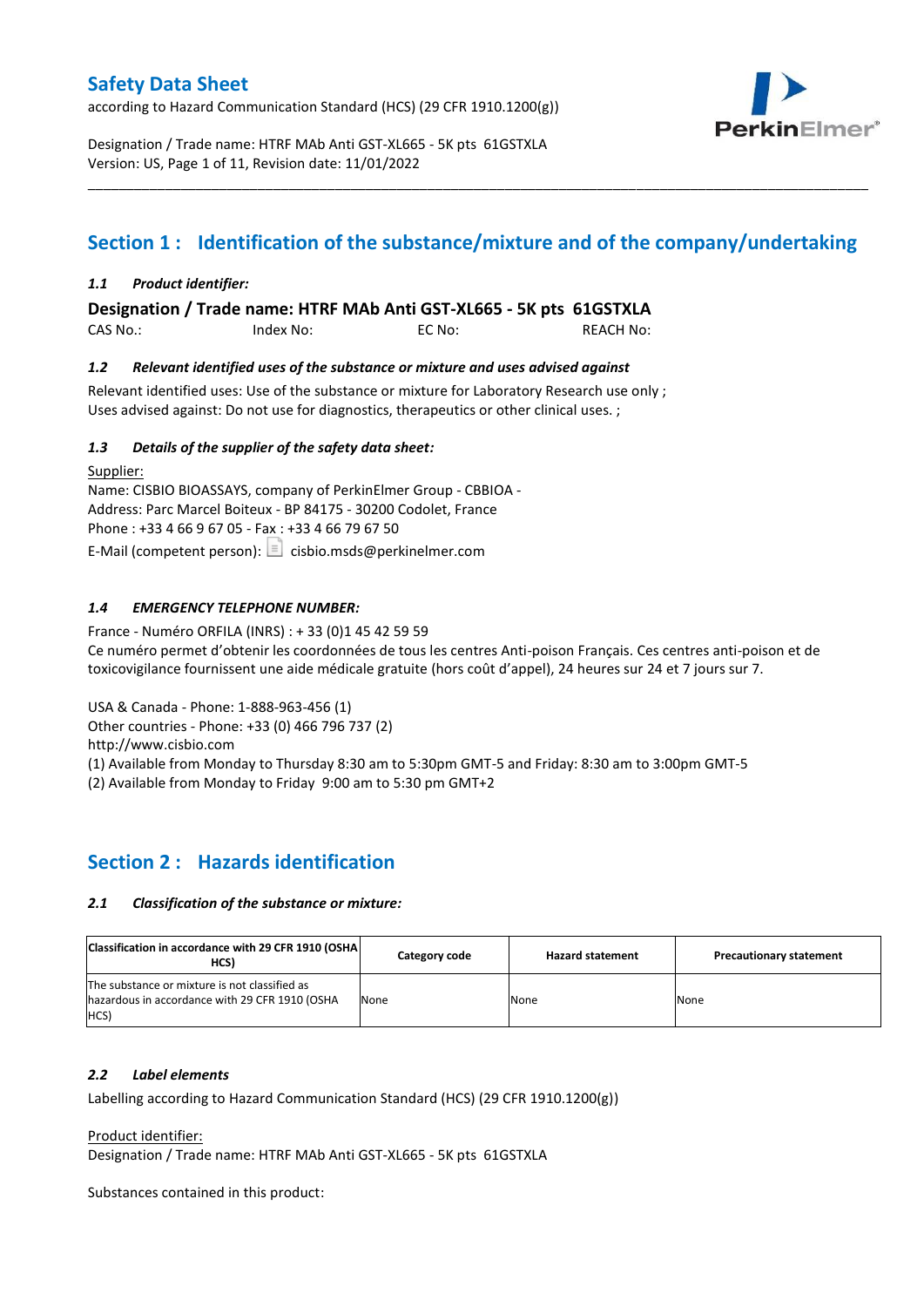# Safety Data Sheet

according to Hazard Communication Standard (HCS) (29 CFR 1910.1200(g))

Designation / Trade name: HTRF MAb Anti GST-XL665 - 5K pts 61GSTXLA
Version: US, Page 1 of 11, Revision date: 11/01/2022

## Section 1 : Identification of the substance/mixture and of the company/undertaking

### *1.1 Product identifier:*

**Designation / Trade name: HTRF MAb Anti GST-XL665 - 5K pts 61GSTXLA**

CAS No.: Index No: EC No: REACH No:

### *1.2 Relevant identified uses of the substance or mixture and uses advised against*

Relevant identified uses: Use of the substance or mixture for Laboratory Research use only ;
Uses advised against: Do not use for diagnostics, therapeutics or other clinical uses. ;

### *1.3 Details of the supplier of the safety data sheet:*

Supplier:
Name: CISBIO BIOASSAYS, company of PerkinElmer Group - CBBIOA -
Address: Parc Marcel Boiteux - BP 84175 - 30200 Codolet, France
Phone : +33 4 66 9 67 05 - Fax : +33 4 66 79 67 50
E-Mail (competent person): cisbio.msds@perkinelmer.com

### *1.4 EMERGENCY TELEPHONE NUMBER:*

France - Numéro ORFILA (INRS) : + 33 (0)1 45 42 59 59
Ce numéro permet d'obtenir les coordonnées de tous les centres Anti-poison Français. Ces centres anti-poison et de toxicovigilance fournissent une aide médicale gratuite (hors coût d'appel), 24 heures sur 24 et 7 jours sur 7.

USA & Canada - Phone: 1-888-963-456 (1)
Other countries - Phone: +33 (0) 466 796 737 (2)
http://www.cisbio.com
(1) Available from Monday to Thursday 8:30 am to 5:30pm GMT-5 and Friday: 8:30 am to 3:00pm GMT-5
(2) Available from Monday to Friday 9:00 am to 5:30 pm GMT+2

## Section 2 : Hazards identification

### *2.1 Classification of the substance or mixture:*

| Classification in accordance with 29 CFR 1910 (OSHA HCS) | Category code | Hazard statement | Precautionary statement |
|---|---|---|---|
| The substance or mixture is not classified as hazardous in accordance with 29 CFR 1910 (OSHA HCS) | None | None | None |

### *2.2 Label elements*

Labelling according to Hazard Communication Standard (HCS) (29 CFR 1910.1200(g))

Product identifier:
Designation / Trade name: HTRF MAb Anti GST-XL665 - 5K pts 61GSTXLA

Substances contained in this product: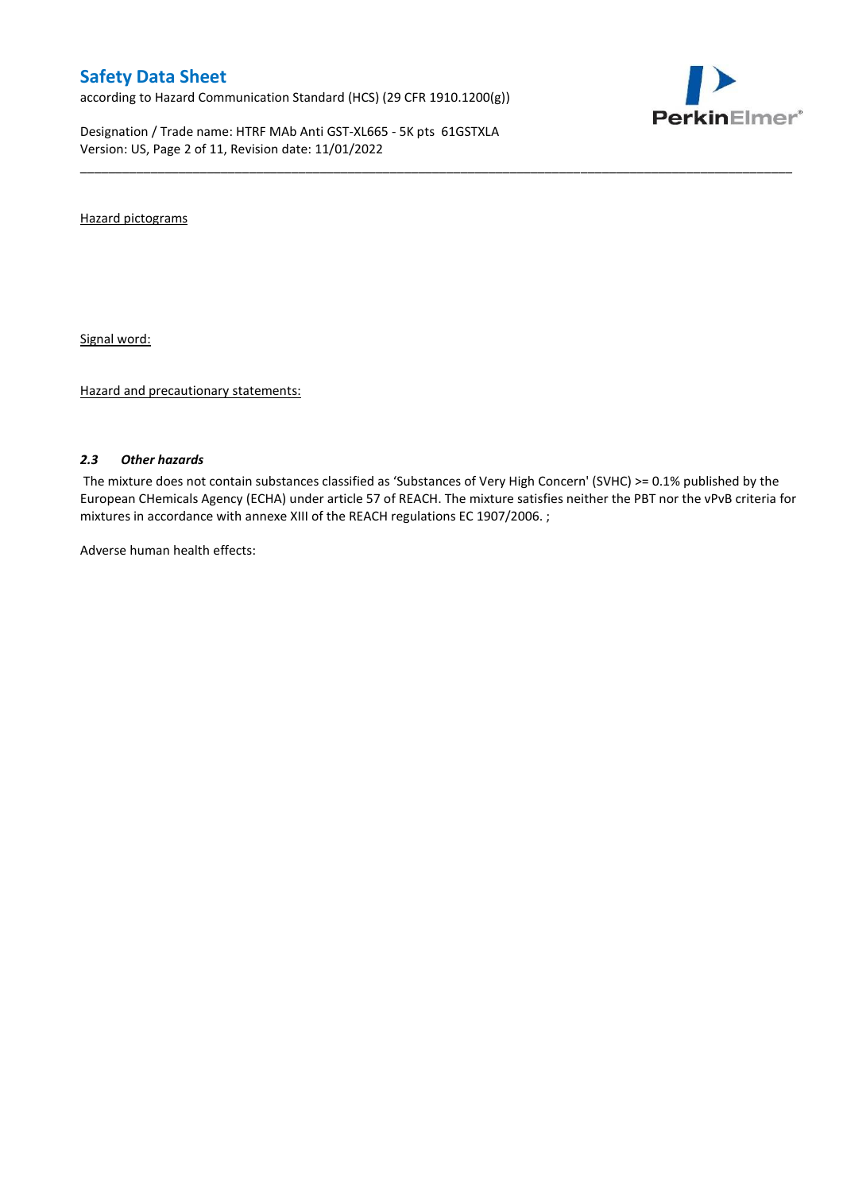Hazard pictograms

Signal word:

Hazard and precautionary statements:

### *2.3 Other hazards*

The mixture does not contain substances classified as 'Substances of Very High Concern' (SVHC) >= 0.1% published by the European CHemicals Agency (ECHA) under article 57 of REACH. The mixture satisfies neither the PBT nor the vPvB criteria for mixtures in accordance with annexe XIII of the REACH regulations EC 1907/2006. ;

Adverse human health effects: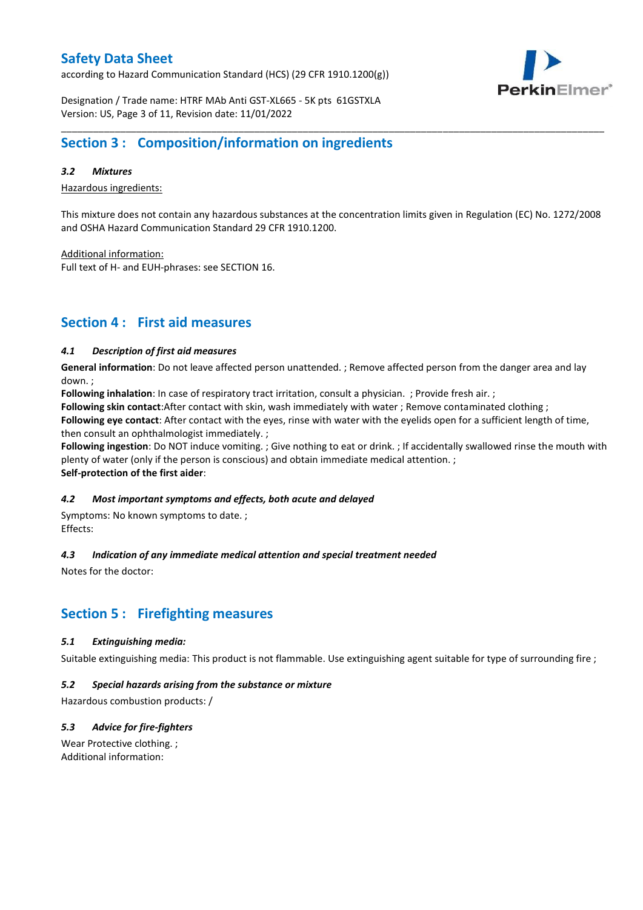## Section 3 : Composition/information on ingredients

### *3.2 Mixtures*

Hazardous ingredients:

This mixture does not contain any hazardous substances at the concentration limits given in Regulation (EC) No. 1272/2008 and OSHA Hazard Communication Standard 29 CFR 1910.1200.

Additional information:
Full text of H- and EUH-phrases: see SECTION 16.

## Section 4 : First aid measures

### *4.1 Description of first aid measures*

**General information**: Do not leave affected person unattended. ; Remove affected person from the danger area and lay down. ;
**Following inhalation**: In case of respiratory tract irritation, consult a physician. ; Provide fresh air. ;
**Following skin contact**:After contact with skin, wash immediately with water ; Remove contaminated clothing ;
**Following eye contact**: After contact with the eyes, rinse with water with the eyelids open for a sufficient length of time, then consult an ophthalmologist immediately. ;
**Following ingestion**: Do NOT induce vomiting. ; Give nothing to eat or drink. ; If accidentally swallowed rinse the mouth with plenty of water (only if the person is conscious) and obtain immediate medical attention. ;
**Self-protection of the first aider**:

### *4.2 Most important symptoms and effects, both acute and delayed*

Symptoms: No known symptoms to date. ;
Effects:

### *4.3 Indication of any immediate medical attention and special treatment needed*

Notes for the doctor:

## Section 5 : Firefighting measures

### *5.1 Extinguishing media:*

Suitable extinguishing media: This product is not flammable. Use extinguishing agent suitable for type of surrounding fire ;

### *5.2 Special hazards arising from the substance or mixture*

Hazardous combustion products: /

### *5.3 Advice for fire-fighters*

Wear Protective clothing. ;
Additional information: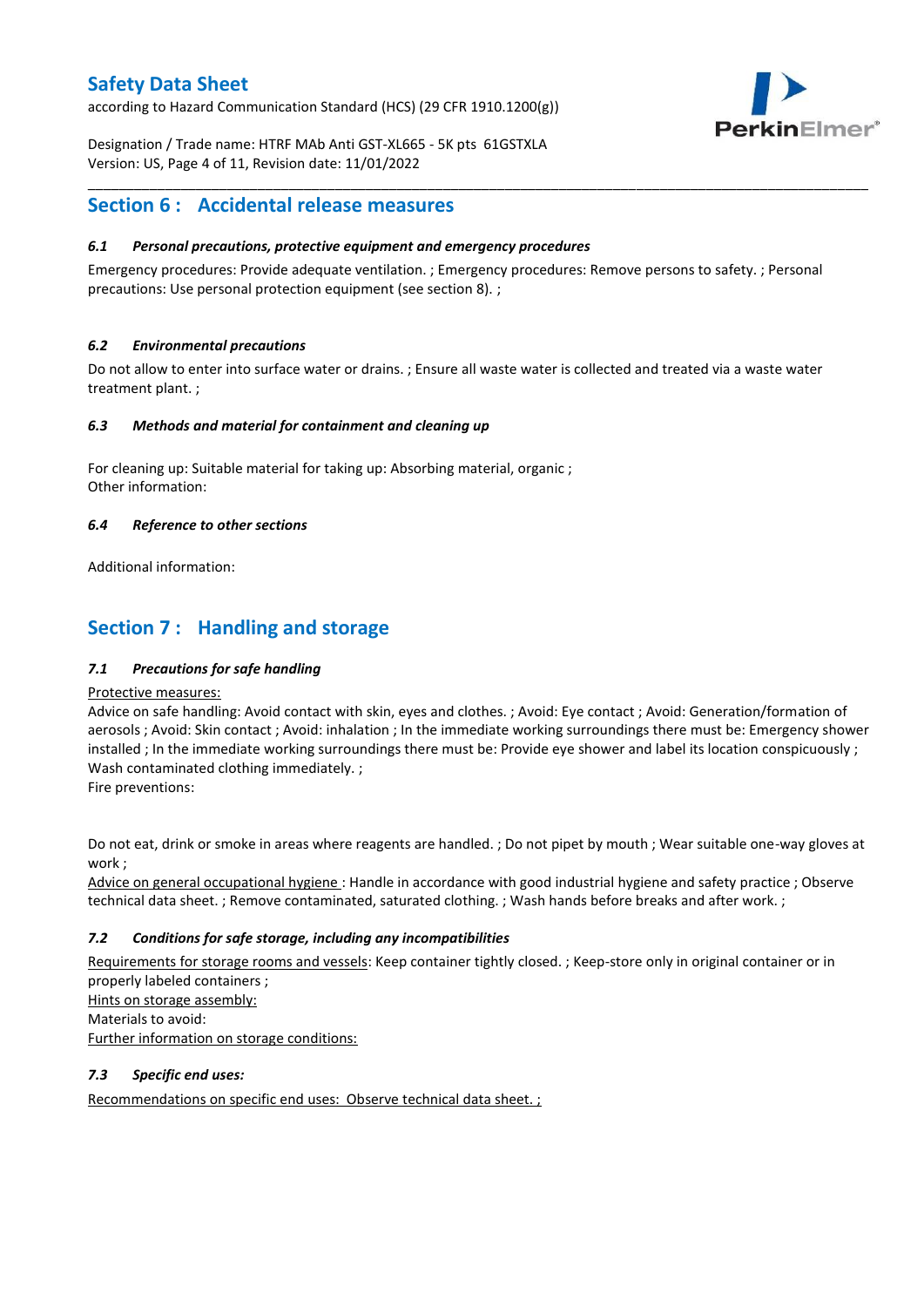## Section 6 : Accidental release measures

### *6.1 Personal precautions, protective equipment and emergency procedures*

Emergency procedures: Provide adequate ventilation. ; Emergency procedures: Remove persons to safety. ; Personal precautions: Use personal protection equipment (see section 8). ;

### *6.2 Environmental precautions*

Do not allow to enter into surface water or drains. ; Ensure all waste water is collected and treated via a waste water treatment plant. ;

### *6.3 Methods and material for containment and cleaning up*

For cleaning up: Suitable material for taking up: Absorbing material, organic ;
Other information:

### *6.4 Reference to other sections*

Additional information:

## Section 7 : Handling and storage

### *7.1 Precautions for safe handling*

Protective measures:
Advice on safe handling: Avoid contact with skin, eyes and clothes. ; Avoid: Eye contact ; Avoid: Generation/formation of aerosols ; Avoid: Skin contact ; Avoid: inhalation ; In the immediate working surroundings there must be: Emergency shower installed ; In the immediate working surroundings there must be: Provide eye shower and label its location conspicuously ; Wash contaminated clothing immediately. ;
Fire preventions:

Do not eat, drink or smoke in areas where reagents are handled. ; Do not pipet by mouth ; Wear suitable one-way gloves at work ;
Advice on general occupational hygiene : Handle in accordance with good industrial hygiene and safety practice ; Observe technical data sheet. ; Remove contaminated, saturated clothing. ; Wash hands before breaks and after work. ;

### *7.2 Conditions for safe storage, including any incompatibilities*

Requirements for storage rooms and vessels: Keep container tightly closed. ; Keep-store only in original container or in properly labeled containers ;
Hints on storage assembly:
Materials to avoid:
Further information on storage conditions:

### *7.3 Specific end uses:*

Recommendations on specific end uses: Observe technical data sheet. ;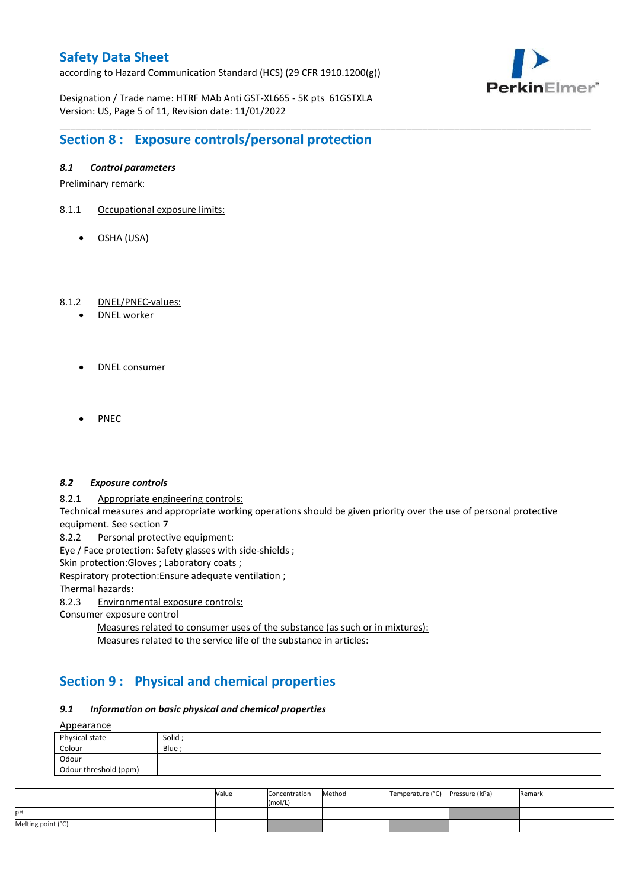## Section 8 : Exposure controls/personal protection

### *8.1 Control parameters*

Preliminary remark:

8.1.1 Occupational exposure limits:

- OSHA (USA)

8.1.2 DNEL/PNEC-values:

- DNEL worker

- DNEL consumer

- PNEC

### *8.2 Exposure controls*

8.2.1 Appropriate engineering controls:

Technical measures and appropriate working operations should be given priority over the use of personal protective equipment. See section 7

8.2.2 Personal protective equipment:

Eye / Face protection: Safety glasses with side-shields ;

Skin protection:Gloves ; Laboratory coats ;

Respiratory protection:Ensure adequate ventilation ;

Thermal hazards:

8.2.3 Environmental exposure controls:

Consumer exposure control

Measures related to consumer uses of the substance (as such or in mixtures):

Measures related to the service life of the substance in articles:

## Section 9 : Physical and chemical properties

### *9.1 Information on basic physical and chemical properties*

Appearance

| | |
|---|---|
| Physical state | Solid ; |
| Colour | Blue ; |
| Odour | |
| Odour threshold (ppm) | |

| | Value | Concentration (mol/L) | Method | Temperature (°C) | Pressure (kPa) | Remark |
|---|---|---|---|---|---|---|
| pH | | | | | | |
| Melting point (°C) | | | | | | |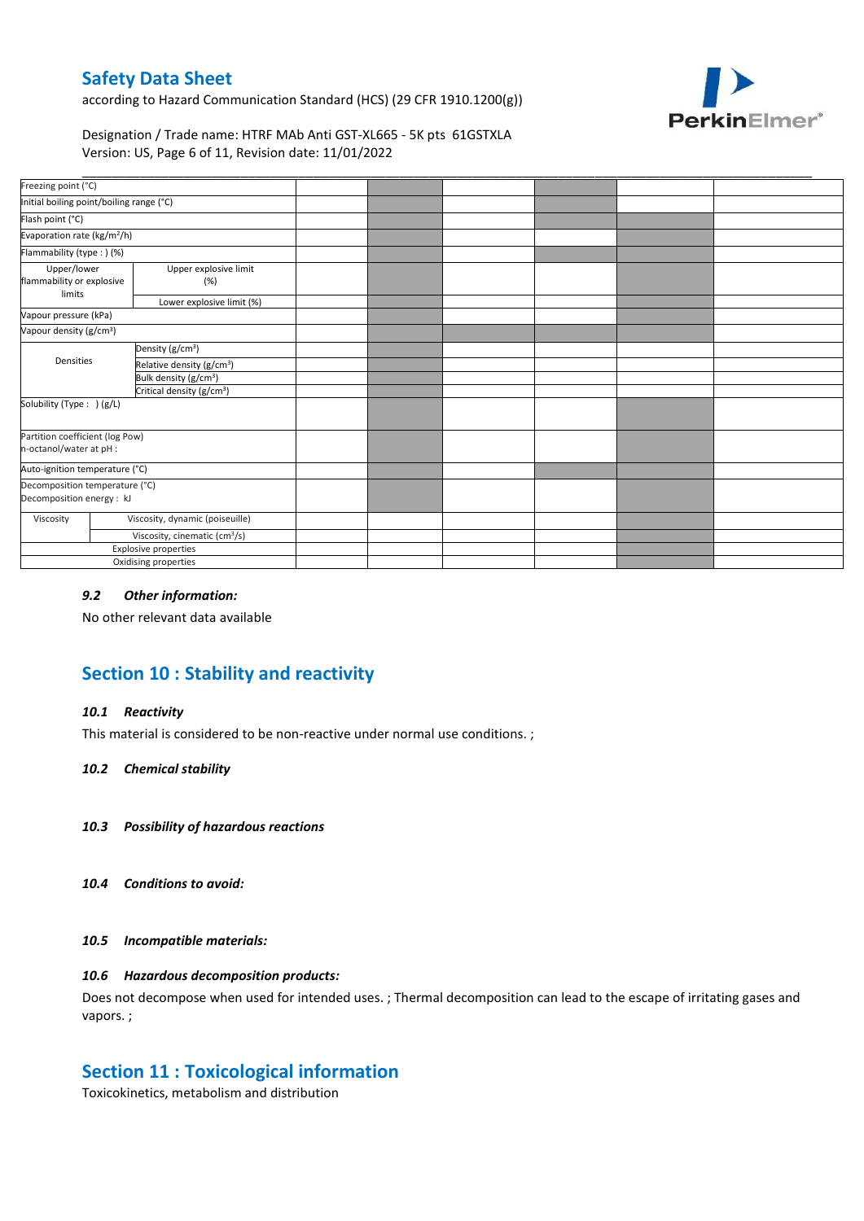| | | | | | | | |
|---|---|---|---|---|---|---|---|
| Freezing point (°C) | | | | | | | |
| Initial boiling point/boiling range (°C) | | | | | | | |
| Flash point (°C) | | | | | | | |
| Evaporation rate ($kg/m^2/h$) | | | | | | | |
| Flammability (type : ) (%) | | | | | | | |
| Upper/lower flammability or explosive limits | Upper explosive limit (%) | | | | | | |
| | Lower explosive limit (%) | | | | | | |
| Vapour pressure (kPa) | | | | | | | |
| Vapour density ($g/cm^3$) | | | | | | | |
| Densities | Density ($g/cm^3$) | | | | | | |
| | Relative density ($g/cm^3$) | | | | | | |
| | Bulk density ($g/cm^3$) | | | | | | |
| | Critical density ($g/cm^3$) | | | | | | |
| Solubility (Type : ) (g/L) | | | | | | | |
| Partition coefficient (log Pow) n-octanol/water at pH : | | | | | | | |
| Auto-ignition temperature (°C) | | | | | | | |
| Decomposition temperature (°C) Decomposition energy : kJ | | | | | | | |
| Viscosity | Viscosity, dynamic (poiseuille) | | | | | | |
| | Viscosity, cinematic ($cm^3/s$) | | | | | | |
| Explosive properties | | | | | | | |
| Oxidising properties | | | | | | | |

### *9.2 Other information:*

No other relevant data available

## Section 10 : Stability and reactivity

### *10.1 Reactivity*

This material is considered to be non-reactive under normal use conditions. ;

### *10.2 Chemical stability*

### *10.3 Possibility of hazardous reactions*

### *10.4 Conditions to avoid:*

### *10.5 Incompatible materials:*

### *10.6 Hazardous decomposition products:*

Does not decompose when used for intended uses. ; Thermal decomposition can lead to the escape of irritating gases and vapors. ;

## Section 11 : Toxicological information

Toxicokinetics, metabolism and distribution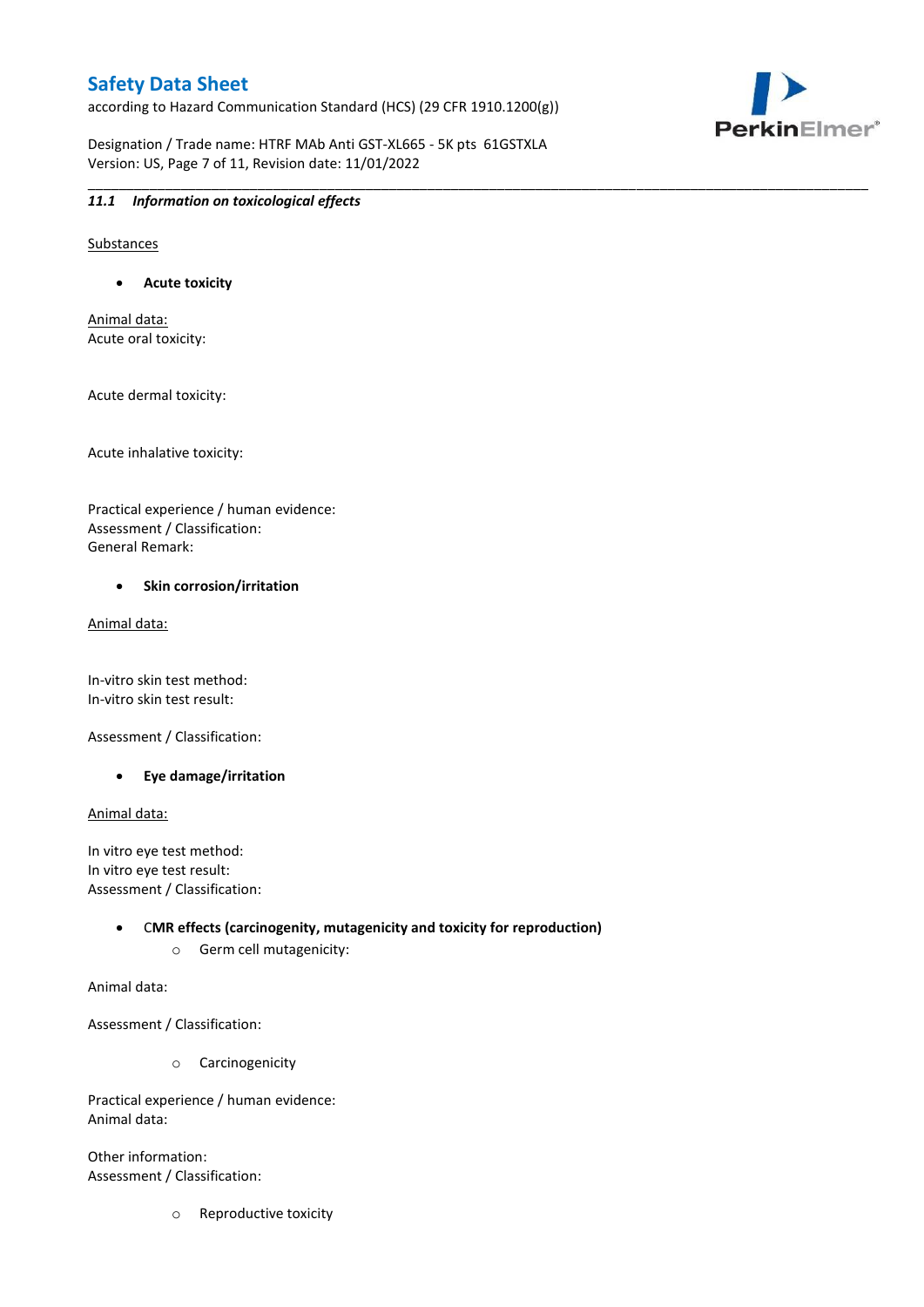### *11.1 Information on toxicological effects*

Substances

- **Acute toxicity**

Animal data:
Acute oral toxicity:

Acute dermal toxicity:

Acute inhalative toxicity:

Practical experience / human evidence:
Assessment / Classification:
General Remark:

- **Skin corrosion/irritation**

Animal data:

In-vitro skin test method:
In-vitro skin test result:

Assessment / Classification:

- **Eye damage/irritation**

Animal data:

In vitro eye test method:
In vitro eye test result:
Assessment / Classification:

- **CMR effects (carcinogenity, mutagenicity and toxicity for reproduction)**
  - Germ cell mutagenicity:

Animal data:

Assessment / Classification:

  - Carcinogenicity

Practical experience / human evidence:
Animal data:

Other information:
Assessment / Classification:

  - Reproductive toxicity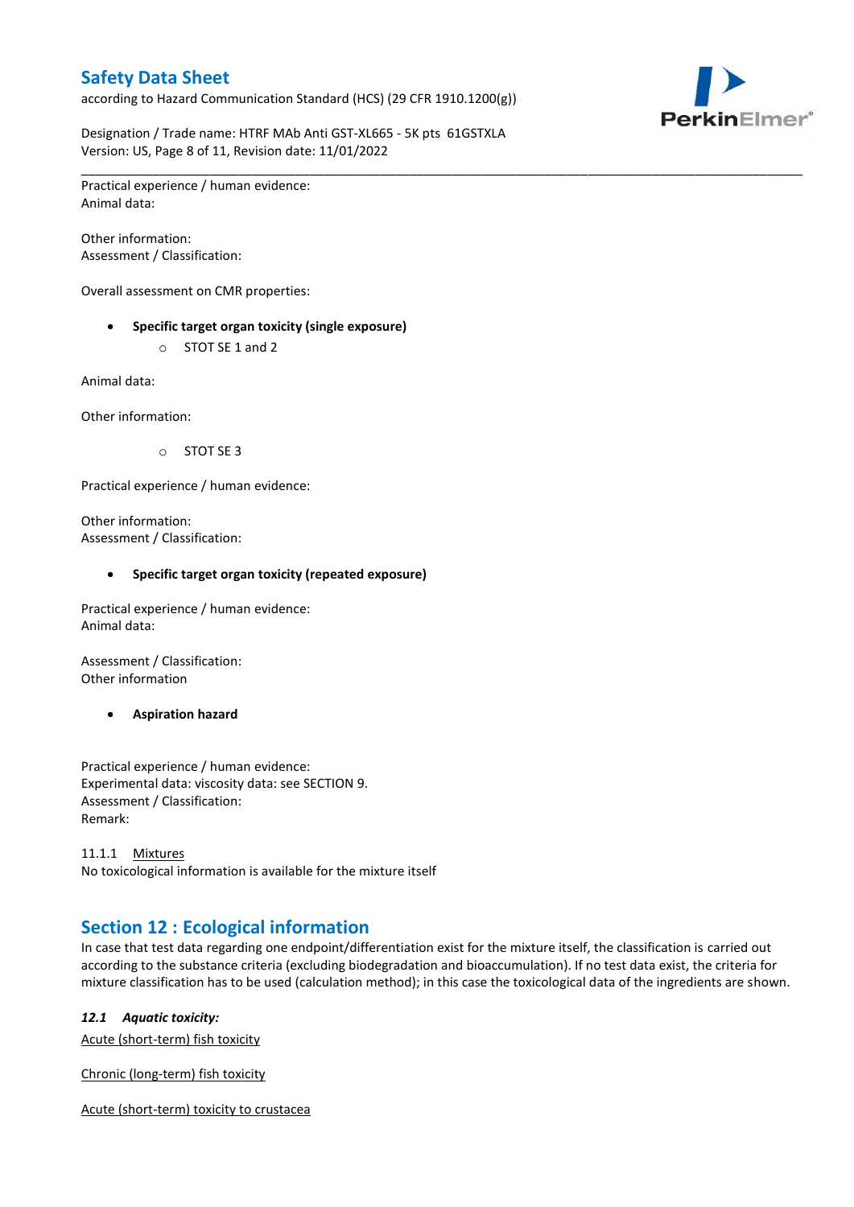Practical experience / human evidence:
Animal data:

Other information:
Assessment / Classification:

Overall assessment on CMR properties:

- **Specific target organ toxicity (single exposure)**
    - STOT SE 1 and 2

Animal data:

Other information:

- STOT SE 3

Practical experience / human evidence:

Other information:
Assessment / Classification:

- **Specific target organ toxicity (repeated exposure)**

Practical experience / human evidence:
Animal data:

Assessment / Classification:
Other information

- **Aspiration hazard**

Practical experience / human evidence:
Experimental data: viscosity data: see SECTION 9.
Assessment / Classification:
Remark:

11.1.1 Mixtures
No toxicological information is available for the mixture itself

## Section 12 : Ecological information

In case that test data regarding one endpoint/differentiation exist for the mixture itself, the classification is carried out according to the substance criteria (excluding biodegradation and bioaccumulation). If no test data exist, the criteria for mixture classification has to be used (calculation method); in this case the toxicological data of the ingredients are shown.

### *12.1 Aquatic toxicity:*

Acute (short-term) fish toxicity

Chronic (long-term) fish toxicity

Acute (short-term) toxicity to crustacea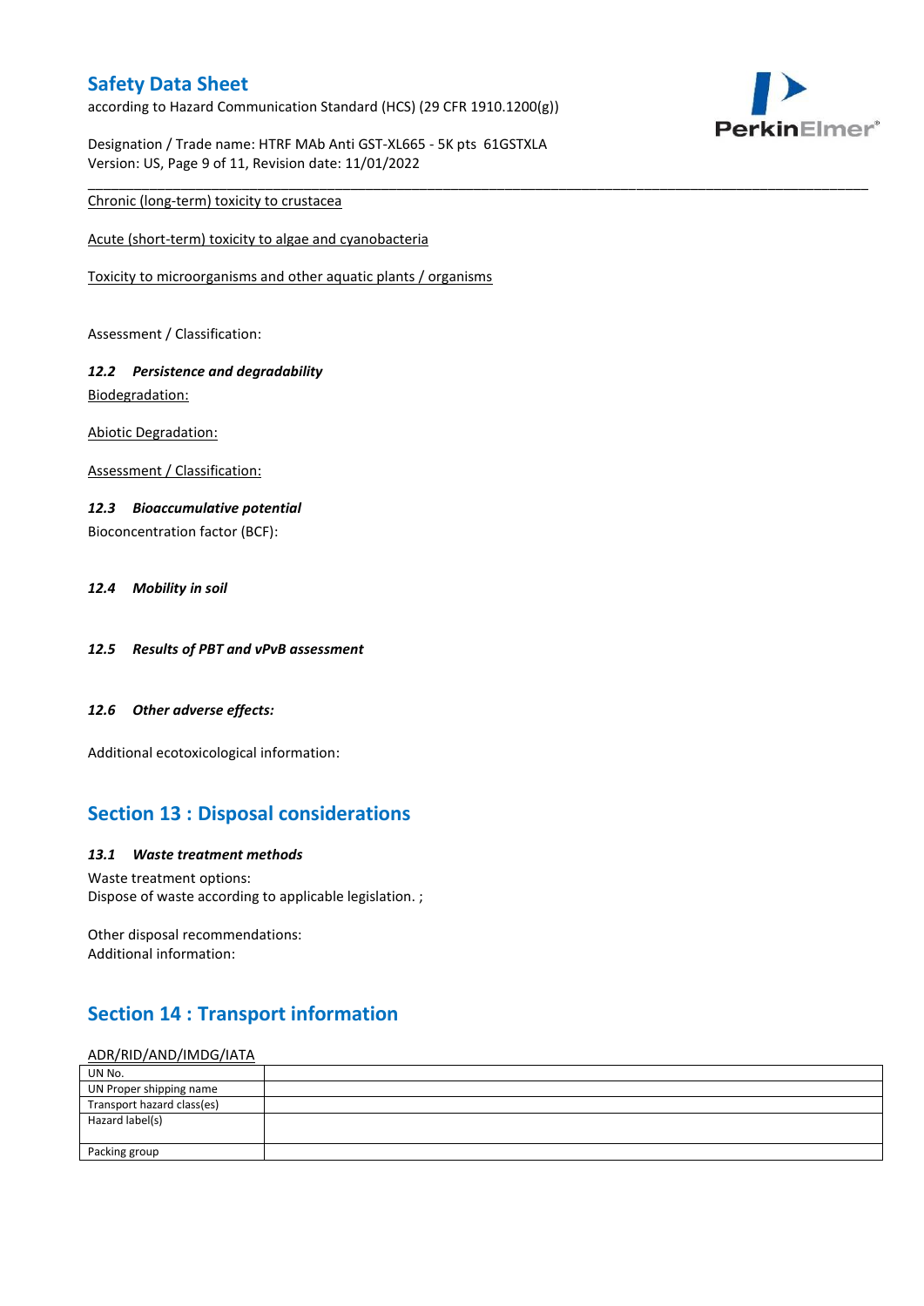Chronic (long-term) toxicity to crustacea

Acute (short-term) toxicity to algae and cyanobacteria

Toxicity to microorganisms and other aquatic plants / organisms

Assessment / Classification:

### *12.2 Persistence and degradability*

Biodegradation:

Abiotic Degradation:

Assessment / Classification:

### *12.3 Bioaccumulative potential*

Bioconcentration factor (BCF):

### *12.4 Mobility in soil*

### *12.5 Results of PBT and vPvB assessment*

### *12.6 Other adverse effects:*

Additional ecotoxicological information:

## Section 13 : Disposal considerations

### *13.1 Waste treatment methods*

Waste treatment options:
Dispose of waste according to applicable legislation. ;

Other disposal recommendations:
Additional information:

## Section 14 : Transport information

ADR/RID/AND/IMDG/IATA

| | |
|---|---|
| UN No. | |
| UN Proper shipping name | |
| Transport hazard class(es) | |
| Hazard label(s) | |
| Packing group | |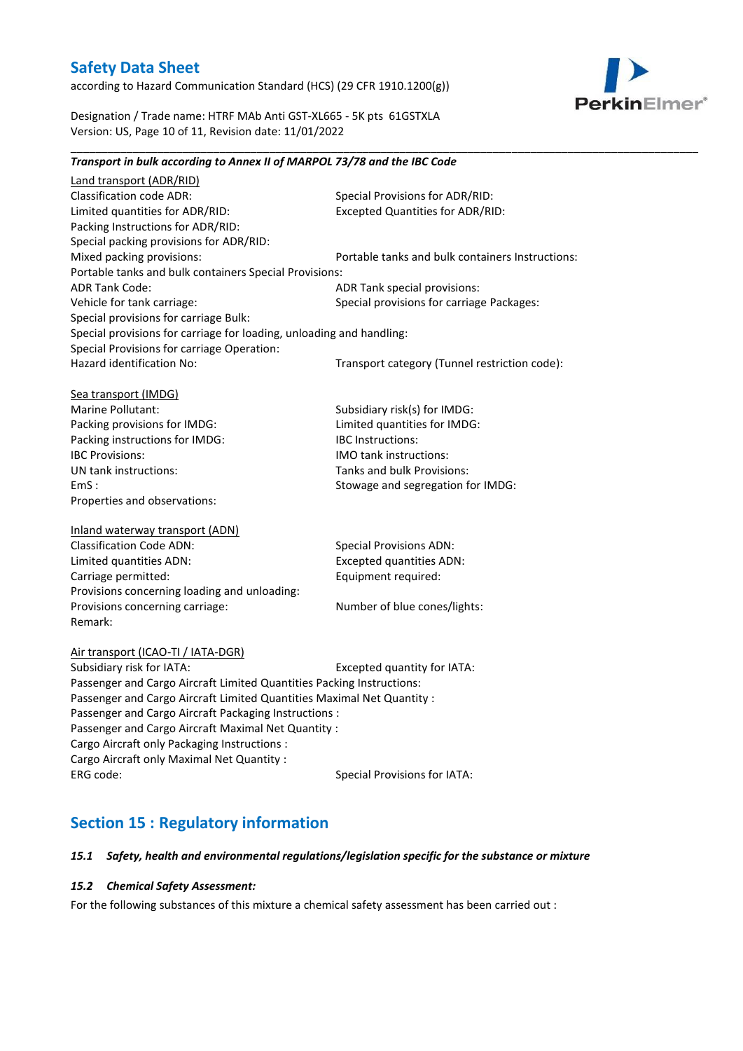***Transport in bulk according to Annex II of MARPOL 73/78 and the IBC Code***

Land transport (ADR/RID)

Classification code ADR:

Special Provisions for ADR/RID:

Limited quantities for ADR/RID:

Excepted Quantities for ADR/RID:

Packing Instructions for ADR/RID:

Special packing provisions for ADR/RID:

Mixed packing provisions:

Portable tanks and bulk containers Instructions:

Portable tanks and bulk containers Special Provisions:

ADR Tank Code:

ADR Tank special provisions:

Vehicle for tank carriage:

Special provisions for carriage Packages:

Special provisions for carriage Bulk:

Special provisions for carriage for loading, unloading and handling:

Special Provisions for carriage Operation:

Hazard identification No:

Transport category (Tunnel restriction code):

Sea transport (IMDG)

Marine Pollutant:

Subsidiary risk(s) for IMDG:

Packing provisions for IMDG:

Limited quantities for IMDG:

Packing instructions for IMDG:

IBC Instructions:

IBC Provisions:

IMO tank instructions:

UN tank instructions:

Tanks and bulk Provisions:

EmS :

Stowage and segregation for IMDG:

Properties and observations:

Inland waterway transport (ADN)

Classification Code ADN:

Special Provisions ADN:

Limited quantities ADN:

Excepted quantities ADN:

Carriage permitted:

Equipment required:

Provisions concerning loading and unloading:

Provisions concerning carriage:

Number of blue cones/lights:

Remark:

Air transport (ICAO-TI / IATA-DGR)

Subsidiary risk for IATA:

Excepted quantity for IATA:

Passenger and Cargo Aircraft Limited Quantities Packing Instructions:

Passenger and Cargo Aircraft Limited Quantities Maximal Net Quantity :

Passenger and Cargo Aircraft Packaging Instructions :

Passenger and Cargo Aircraft Maximal Net Quantity :

Cargo Aircraft only Packaging Instructions :

Cargo Aircraft only Maximal Net Quantity :

ERG code:

Special Provisions for IATA:

## Section 15 : Regulatory information

### *15.1 Safety, health and environmental regulations/legislation specific for the substance or mixture*

### *15.2 Chemical Safety Assessment:*

For the following substances of this mixture a chemical safety assessment has been carried out :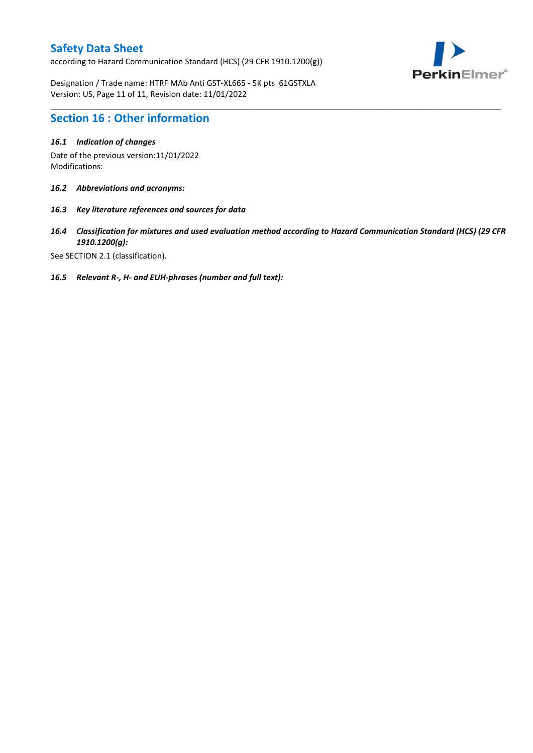## Section 16 : Other information

### *16.1 Indication of changes*

Date of the previous version:11/01/2022

Modifications:

### *16.2 Abbreviations and acronyms:*

### *16.3 Key literature references and sources for data*

### *16.4 Classification for mixtures and used evaluation method according to Hazard Communication Standard (HCS) (29 CFR 1910.1200(g):*

See SECTION 2.1 (classification).

### *16.5 Relevant R-, H- and EUH-phrases (number and full text):*